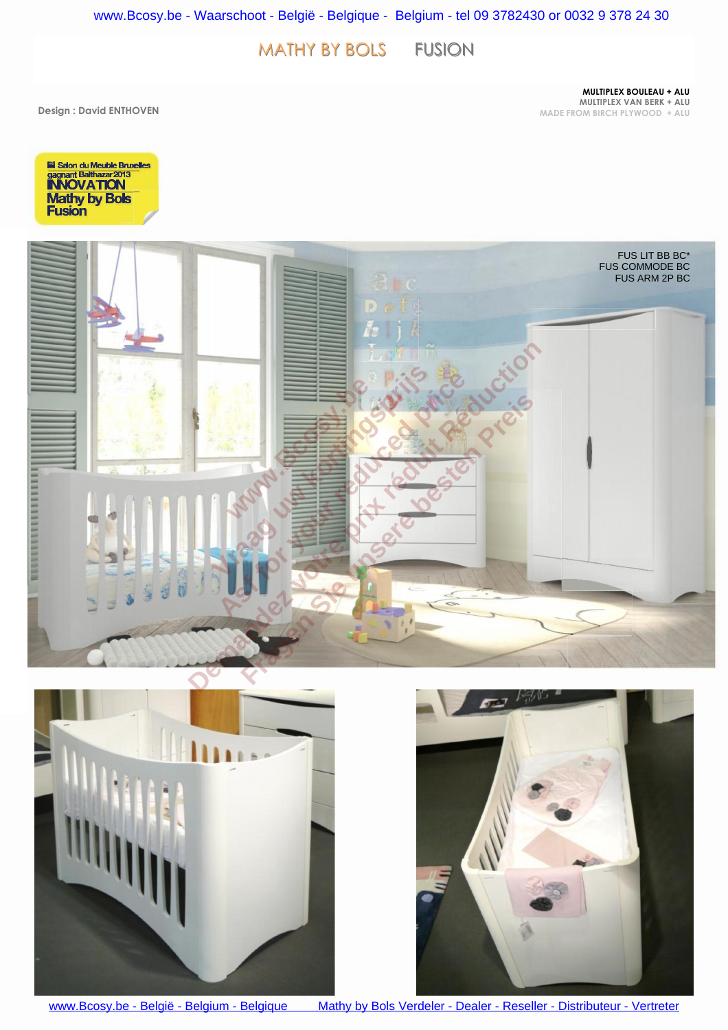www.Bcosy.be - Waarschoot - België - Belgique - Belgium - tel 09 3782430 or 0032 9 378 24 30

# MATHY BY BOLS FUSION

Design : David ENTHOVEN

**MULTIPLEX BOULEAU + ALU**
MULTIPLEX VAN BERK + ALU
MADE FROM BIRCH PLYWOOD + ALU

Salon du Meuble Bruxelles gagnant Balthazar 2013
INNOVATION
Mathy by Bols
Fusion

FUS LIT BB BC*
FUS COMMODE BC
FUS ARM 2P BC

www.Bcosy.be - België - Belgium - Belgique Mathy by Bols Verdeler - Dealer - Reseller - Distributeur - Vertreter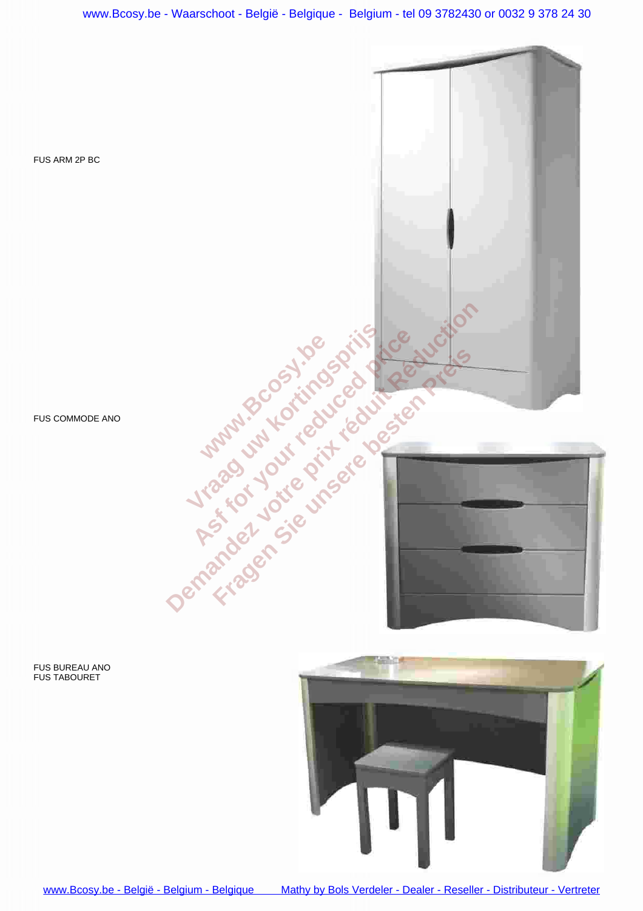FUS ARM 2P BC

FUS COMMODE ANO

FUS BUREAU ANO
FUS TABOURET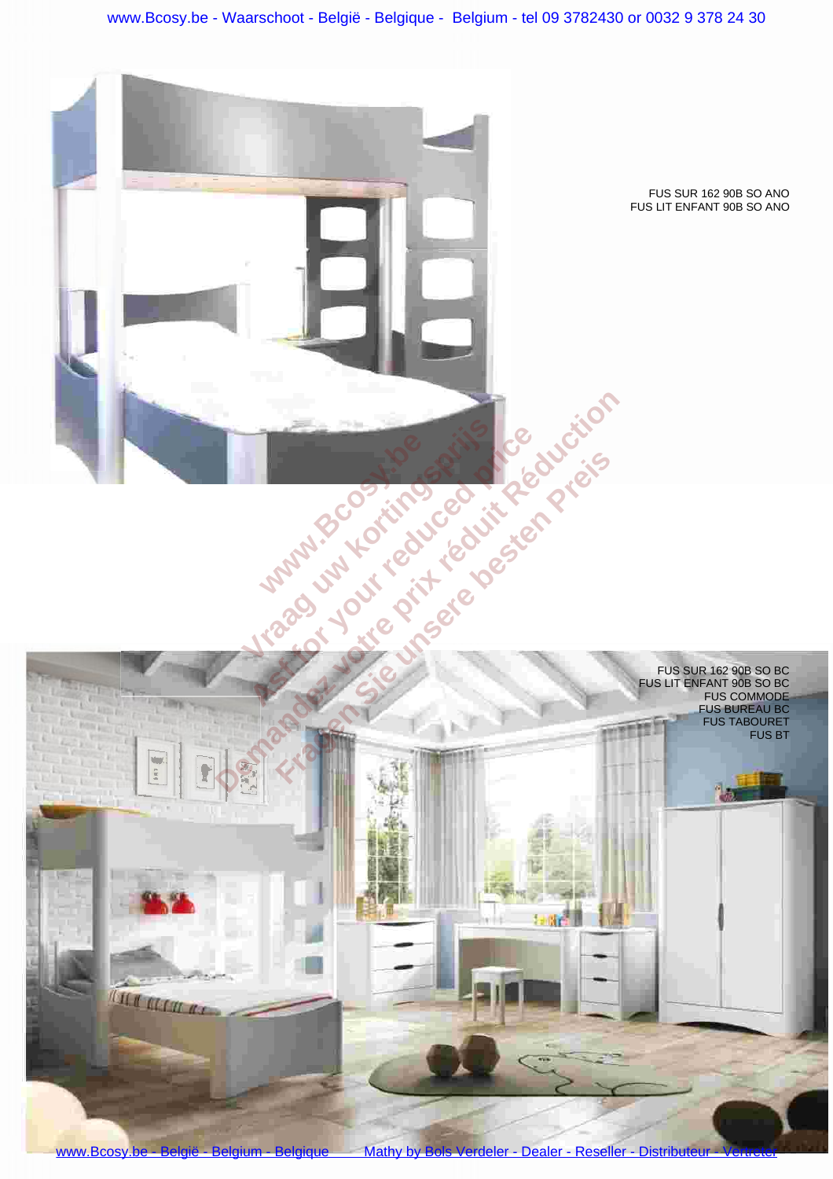FUS SUR 162 90B SO ANO
FUS LIT ENFANT 90B SO ANO

www.Bcosy.be
Vraag uw kortingsprijs
Ask for your reduced price
Demandez votre prix réduit Réduction
Fragen Sie unsere besten Preis

FUS SUR 162 90B SO BC
FUS LIT ENFANT 90B SO BC
FUS COMMODE
FUS BUREAU BC
FUS TABOURET
FUS BT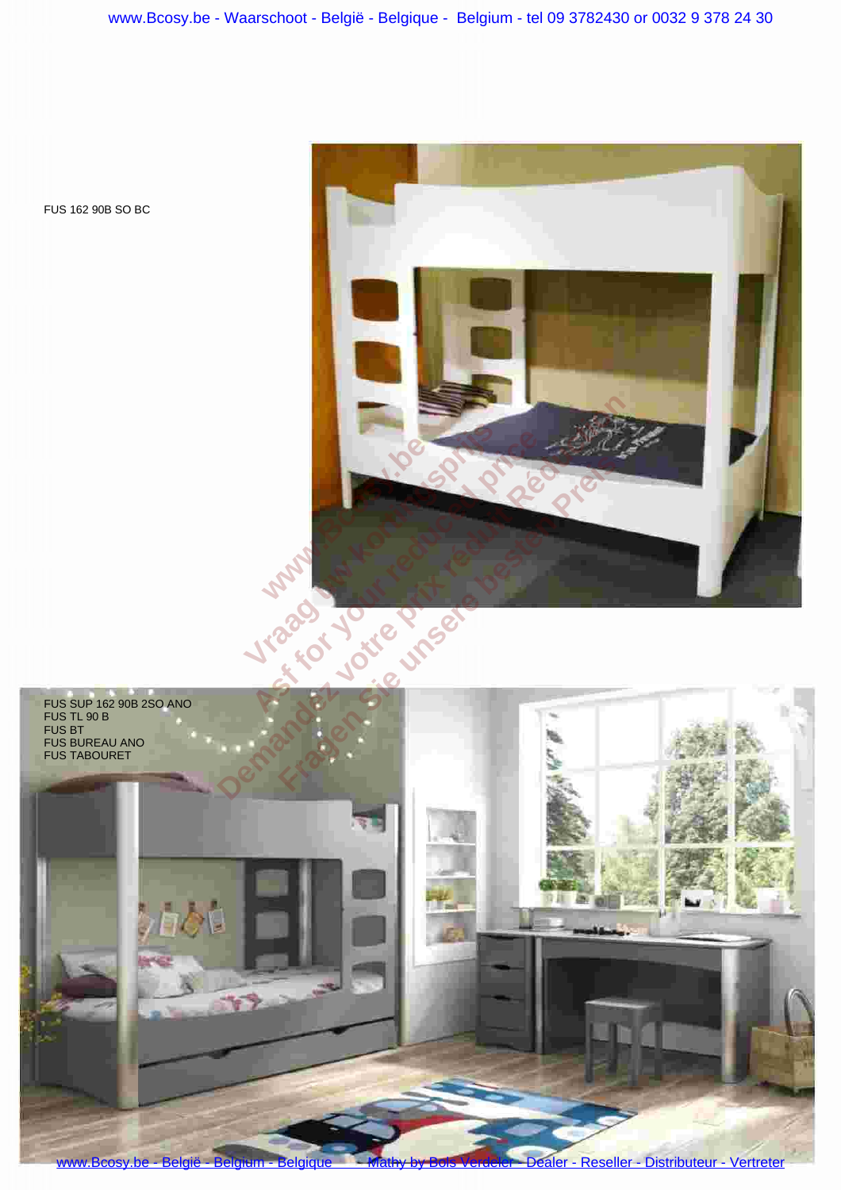FUS 162 90B SO BC

FUS SUP 162 90B 2SO ANO
FUS TL 90 B
FUS BT
FUS BUREAU ANO
FUS TABOURET